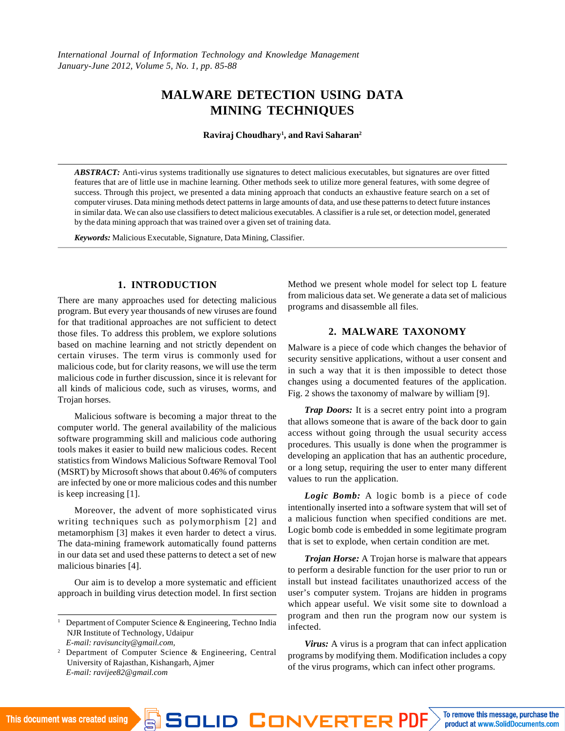# MALWARE DETECTION USING DATA MINING TECHNIQUES

**Raviraj Choudhary[1], and Ravi Saharan[2]**

***ABSTRACT:*** Anti-virus systems traditionally use signatures to detect malicious executables, but signatures are over fitted features that are of little use in machine learning. Other methods seek to utilize more general features, with some degree of success. Through this project, we presented a data mining approach that conducts an exhaustive feature search on a set of computer viruses. Data mining methods detect patterns in large amounts of data, and use these patterns to detect future instances in similar data. We can also use classifiers to detect malicious executables. A classifier is a rule set, or detection model, generated by the data mining approach that was trained over a given set of training data.

***Keywords:*** Malicious Executable, Signature, Data Mining, Classifier.

## 1. INTRODUCTION

There are many approaches used for detecting malicious program. But every year thousands of new viruses are found for that traditional approaches are not sufficient to detect those files. To address this problem, we explore solutions based on machine learning and not strictly dependent on certain viruses. The term virus is commonly used for malicious code, but for clarity reasons, we will use the term malicious code in further discussion, since it is relevant for all kinds of malicious code, such as viruses, worms, and Trojan horses.

Malicious software is becoming a major threat to the computer world. The general availability of the malicious software programming skill and malicious code authoring tools makes it easier to build new malicious codes. Recent statistics from Windows Malicious Software Removal Tool (MSRT) by Microsoft shows that about 0.46% of computers are infected by one or more malicious codes and this number is keep increasing [1].

Moreover, the advent of more sophisticated virus writing techniques such as polymorphism [2] and metamorphism [3] makes it even harder to detect a virus. The data-mining framework automatically found patterns in our data set and used these patterns to detect a set of new malicious binaries [4].

Our aim is to develop a more systematic and efficient approach in building virus detection model. In first section Method we present whole model for select top L feature from malicious data set. We generate a data set of malicious programs and disassemble all files.

## 2. MALWARE TAXONOMY

Malware is a piece of code which changes the behavior of security sensitive applications, without a user consent and in such a way that it is then impossible to detect those changes using a documented features of the application. Fig. 2 shows the taxonomy of malware by william [9].

***Trap Doors:*** It is a secret entry point into a program that allows someone that is aware of the back door to gain access without going through the usual security access procedures. This usually is done when the programmer is developing an application that has an authentic procedure, or a long setup, requiring the user to enter many different values to run the application.

***Logic Bomb:*** A logic bomb is a piece of code intentionally inserted into a software system that will set of a malicious function when specified conditions are met. Logic bomb code is embedded in some legitimate program that is set to explode, when certain condition are met.

***Trojan Horse:*** A Trojan horse is malware that appears to perform a desirable function for the user prior to run or install but instead facilitates unauthorized access of the user's computer system. Trojans are hidden in programs which appear useful. We visit some site to download a program and then run the program now our system is infected.

***Virus:*** A virus is a program that can infect application programs by modifying them. Modification includes a copy of the virus programs, which can infect other programs.

---

[1] Department of Computer Science & Engineering, Techno India NJR Institute of Technology, Udaipur
*E-mail: ravisuncity@gmail.com,*

[2] Department of Computer Science & Engineering, Central University of Rajasthan, Kishangarh, Ajmer
*E-mail: ravijee82@gmail.com*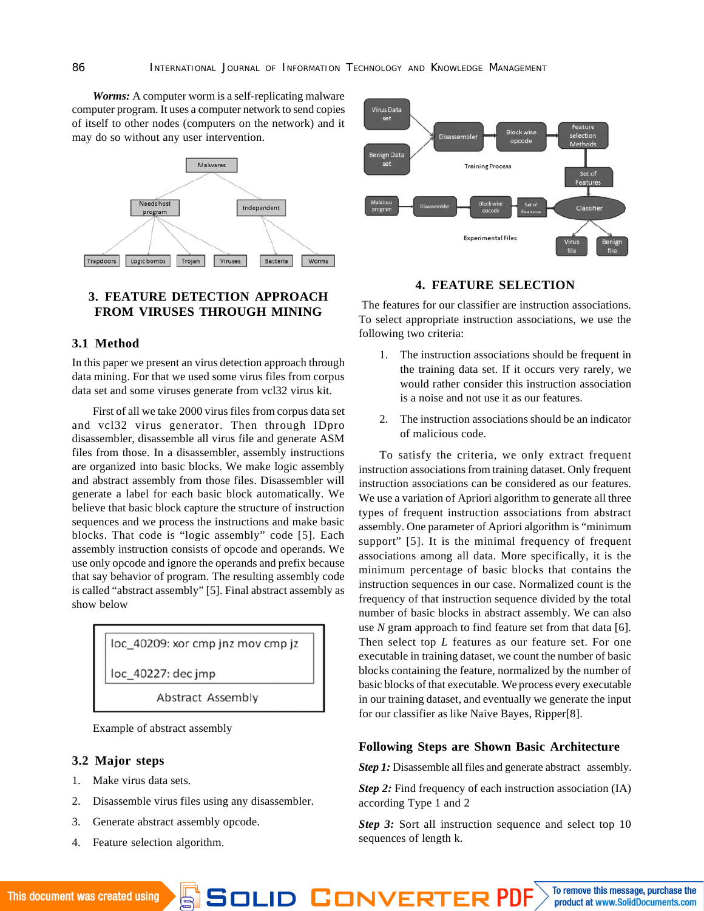***Worms:*** A computer worm is a self-replicating malware computer program. It uses a computer network to send copies of itself to other nodes (computers on the network) and it may do so without any user intervention.

Malwares

Needs host program | Independent

Trapdoors | Logic bombs | Trojan | Viruses | Bacteria | Worms

## 3. FEATURE DETECTION APPROACH FROM VIRUSES THROUGH MINING

### 3.1 Method

In this paper we present an virus detection approach through data mining. For that we used some virus files from corpus data set and some viruses generate from vcl32 virus kit.

First of all we take 2000 virus files from corpus data set and vcl32 virus generator. Then through IDpro disassembler, disassemble all virus file and generate ASM files from those. In a disassembler, assembly instructions are organized into basic blocks. We make logic assembly and abstract assembly from those files. Disassembler will generate a label for each basic block automatically. We believe that basic block capture the structure of instruction sequences and we process the instructions and make basic blocks. That code is "logic assembly" code [5]. Each assembly instruction consists of opcode and operands. We use only opcode and ignore the operands and prefix because that say behavior of program. The resulting assembly code is called "abstract assembly" [5]. Final abstract assembly as show below

```
loc_40209: xor cmp jnz mov cmp jz

loc_40227: dec jmp
```

Abstract Assembly

Example of abstract assembly

### 3.2 Major steps

1. Make virus data sets.
2. Disassemble virus files using any disassembler.
3. Generate abstract assembly opcode.
4. Feature selection algorithm.

Virus Data set | Benign Data set → Disassembler → Block wise opcode → Feature selection Methods → Set of Features → Classifier

Training Process

Malicious program → Disassembler → Block wise opcode → Set of Features → Classifier → Virus file | Benign file

Experimental Files

## 4. FEATURE SELECTION

The features for our classifier are instruction associations. To select appropriate instruction associations, we use the following two criteria:

1. The instruction associations should be frequent in the training data set. If it occurs very rarely, we would rather consider this instruction association is a noise and not use it as our features.
2. The instruction associations should be an indicator of malicious code.

To satisfy the criteria, we only extract frequent instruction associations from training dataset. Only frequent instruction associations can be considered as our features. We use a variation of Apriori algorithm to generate all three types of frequent instruction associations from abstract assembly. One parameter of Apriori algorithm is "minimum support" [5]. It is the minimal frequency of frequent associations among all data. More specifically, it is the minimum percentage of basic blocks that contains the instruction sequences in our case. Normalized count is the frequency of that instruction sequence divided by the total number of basic blocks in abstract assembly. We can also use *N* gram approach to find feature set from that data [6]. Then select top *L* features as our feature set. For one executable in training dataset, we count the number of basic blocks containing the feature, normalized by the number of basic blocks of that executable. We process every executable in our training dataset, and eventually we generate the input for our classifier as like Naive Bayes, Ripper[8].

### Following Steps are Shown Basic Architecture

***Step 1:*** Disassemble all files and generate abstract assembly.

***Step 2:*** Find frequency of each instruction association (IA) according Type 1 and 2

***Step 3:*** Sort all instruction sequence and select top 10 sequences of length k.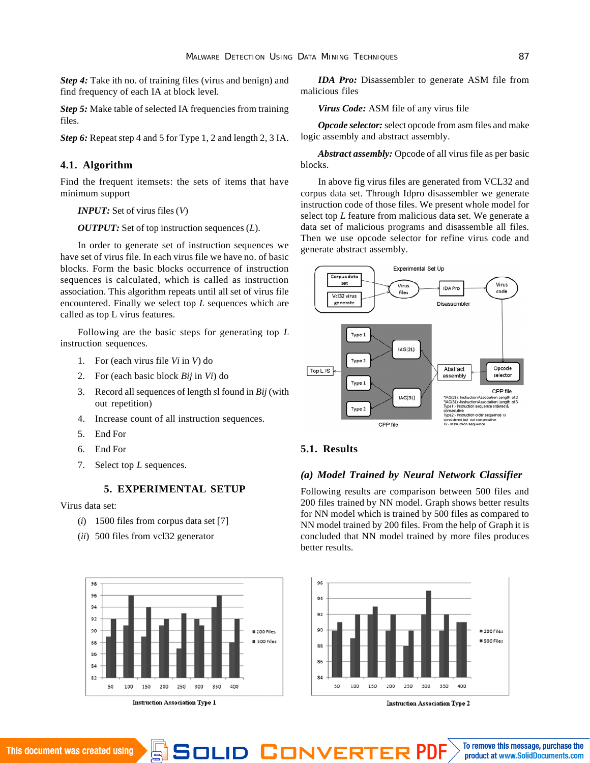**Step 4:** Take ith no. of training files (virus and benign) and find frequency of each IA at block level.

**Step 5:** Make table of selected IA frequencies from training files.

**Step 6:** Repeat step 4 and 5 for Type 1, 2 and length 2, 3 IA.

### 4.1. Algorithm

Find the frequent itemsets: the sets of items that have minimum support

***INPUT:*** Set of virus files ($V$)

***OUTPUT:*** Set of top instruction sequences ($L$).

In order to generate set of instruction sequences we have set of virus file. In each virus file we have no. of basic blocks. Form the basic blocks occurrence of instruction sequences is calculated, which is called as instruction association. This algorithm repeats until all set of virus file encountered. Finally we select top $L$ sequences which are called as top L virus features.

Following are the basic steps for generating top $L$ instruction sequences.

1. For (each virus file $Vi$ in $V$) do
2. For (each basic block $Bij$ in $Vi$) do
3. Record all sequences of length sl found in $Bij$ (with out repetition)
4. Increase count of all instruction sequences.
5. End For
6. End For
7. Select top $L$ sequences.

## 5. EXPERIMENTAL SETUP

Virus data set:

(*i*) 1500 files from corpus data set [7]

(*ii*) 500 files from vcl32 generator

***IDA Pro:*** Disassembler to generate ASM file from malicious files

***Virus Code:*** ASM file of any virus file

***Opcode selector:*** select opcode from asm files and make logic assembly and abstract assembly.

***Abstract assembly:*** Opcode of all virus file as per basic blocks.

In above fig virus files are generated from VCL32 and corpus data set. Through Idpro disassembler we generate instruction code of those files. We present whole model for select top $L$ feature from malicious data set. We generate a data set of malicious programs and disassemble all files. Then we use opcode selector for refine virus code and generate abstract assembly.

### 5.1. Results

#### *(a) Model Trained by Neural Network Classifier*

Following results are comparison between 500 files and 200 files trained by NN model. Graph shows better results for NN model which is trained by 500 files as compared to NN model trained by 200 files. From the help of Graph it is concluded that NN model trained by more files produces better results.

Instruction Association Type 1

Instruction Association Type 2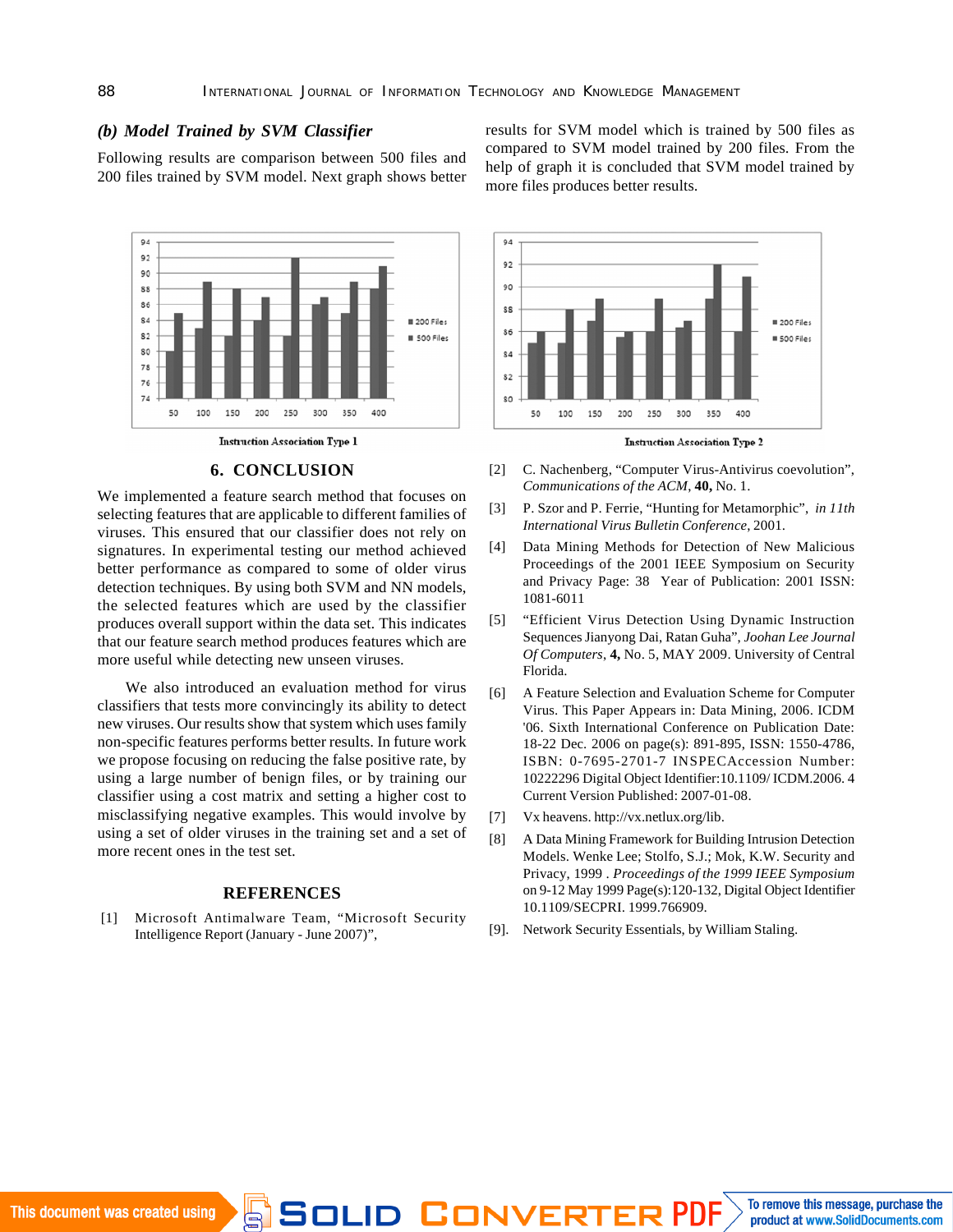### (b) Model Trained by SVM Classifier

Following results are comparison between 500 files and 200 files trained by SVM model. Next graph shows better results for SVM model which is trained by 500 files as compared to SVM model trained by 200 files. From the help of graph it is concluded that SVM model trained by more files produces better results.

94
92
90
88
86
84
82
80
78
76
74
50 100 150 200 250 300 350 400
200 Files
500 Files

Instruction Association Type 1

94
92
90
88
86
84
82
80
50 100 150 200 250 300 350 400
200 Files
500 Files

Instruction Association Type 2

## 6. CONCLUSION

We implemented a feature search method that focuses on selecting features that are applicable to different families of viruses. This ensured that our classifier does not rely on signatures. In experimental testing our method achieved better performance as compared to some of older virus detection techniques. By using both SVM and NN models, the selected features which are used by the classifier produces overall support within the data set. This indicates that our feature search method produces features which are more useful while detecting new unseen viruses.

We also introduced an evaluation method for virus classifiers that tests more convincingly its ability to detect new viruses. Our results show that system which uses family non-specific features performs better results. In future work we propose focusing on reducing the false positive rate, by using a large number of benign files, or by training our classifier using a cost matrix and setting a higher cost to misclassifying negative examples. This would involve by using a set of older viruses in the training set and a set of more recent ones in the test set.

## REFERENCES

[1] Microsoft Antimalware Team, "Microsoft Security Intelligence Report (January - June 2007)",

[2] C. Nachenberg, "Computer Virus-Antivirus coevolution", *Communications of the ACM*, **40,** No. 1.

[3] P. Szor and P. Ferrie, "Hunting for Metamorphic", *in 11th International Virus Bulletin Conference*, 2001.

[4] Data Mining Methods for Detection of New Malicious Proceedings of the 2001 IEEE Symposium on Security and Privacy Page: 38 Year of Publication: 2001 ISSN: 1081-6011

[5] "Efficient Virus Detection Using Dynamic Instruction Sequences Jianyong Dai, Ratan Guha", *Joohan Lee Journal Of Computers*, **4,** No. 5, MAY 2009. University of Central Florida.

[6] A Feature Selection and Evaluation Scheme for Computer Virus. This Paper Appears in: Data Mining, 2006. ICDM '06. Sixth International Conference on Publication Date: 18-22 Dec. 2006 on page(s): 891-895, ISSN: 1550-4786, ISBN: 0-7695-2701-7 INSPECAccession Number: 10222296 Digital Object Identifier:10.1109/ ICDM.2006. 4 Current Version Published: 2007-01-08.

[7] Vx heavens. http://vx.netlux.org/lib.

[8] A Data Mining Framework for Building Intrusion Detection Models. Wenke Lee; Stolfo, S.J.; Mok, K.W. Security and Privacy, 1999 . *Proceedings of the 1999 IEEE Symposium* on 9-12 May 1999 Page(s):120-132, Digital Object Identifier 10.1109/SECPRI. 1999.766909.

[9]. Network Security Essentials, by William Staling.